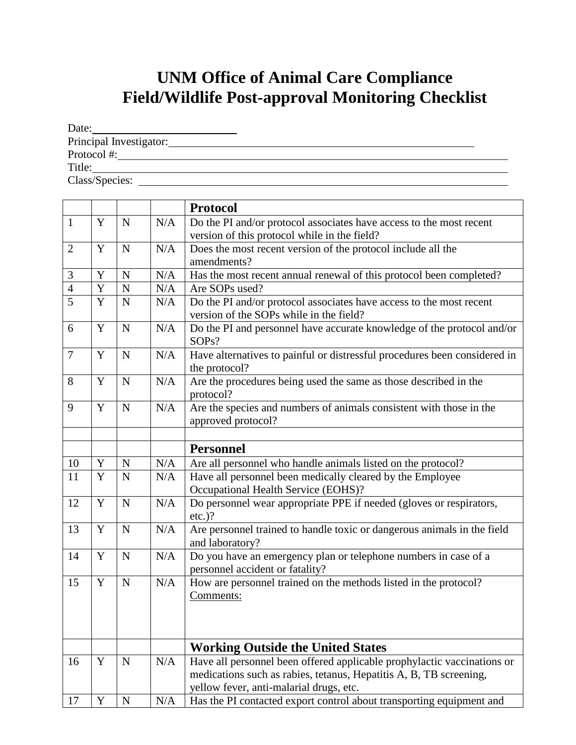# UNM Office of Animal Care Compliance
# Field/Wildlife Post-approval Monitoring Checklist

Date:\_\_\_\_\_\_\_\_\_\_\_\_\_\_\_\_\_\_\_\_\_\_\_\_\_\_
Principal Investigator:\_\_\_\_\_\_\_\_\_\_\_\_\_\_\_\_\_\_\_\_\_\_\_\_\_\_\_\_\_\_\_\_\_\_\_\_\_\_\_\_\_\_\_\_\_\_\_\_\_\_\_\_\_\_
Protocol #:\_\_\_\_\_\_\_\_\_\_\_\_\_\_\_\_\_\_\_\_\_\_\_\_\_\_\_\_\_\_\_\_\_\_\_\_\_\_\_\_\_\_\_\_\_\_\_\_\_\_\_\_\_\_\_\_\_\_\_\_\_\_\_\_\_\_\_\_\_\_
Title:\_\_\_\_\_\_\_\_\_\_\_\_\_\_\_\_\_\_\_\_\_\_\_\_\_\_\_\_\_\_\_\_\_\_\_\_\_\_\_\_\_\_\_\_\_\_\_\_\_\_\_\_\_\_\_\_\_\_\_\_\_\_\_\_\_\_\_\_\_\_\_\_\_\_
Class/Species: \_\_\_\_\_\_\_\_\_\_\_\_\_\_\_\_\_\_\_\_\_\_\_\_\_\_\_\_\_\_\_\_\_\_\_\_\_\_\_\_\_\_\_\_\_\_\_\_\_\_\_\_\_\_\_\_\_\_\_\_\_\_\_\_\_\_\_\_

| | | | | **Protocol** |
|---|---|---|---|---|
| 1 | Y | N | N/A | Do the PI and/or protocol associates have access to the most recent version of this protocol while in the field? |
| 2 | Y | N | N/A | Does the most recent version of the protocol include all the amendments? |
| 3 | Y | N | N/A | Has the most recent annual renewal of this protocol been completed? |
| 4 | Y | N | N/A | Are SOPs used? |
| 5 | Y | N | N/A | Do the PI and/or protocol associates have access to the most recent version of the SOPs while in the field? |
| 6 | Y | N | N/A | Do the PI and personnel have accurate knowledge of the protocol and/or SOPs? |
| 7 | Y | N | N/A | Have alternatives to painful or distressful procedures been considered in the protocol? |
| 8 | Y | N | N/A | Are the procedures being used the same as those described in the protocol? |
| 9 | Y | N | N/A | Are the species and numbers of animals consistent with those in the approved protocol? |
| | | | | |
| | | | | **Personnel** |
| 10 | Y | N | N/A | Are all personnel who handle animals listed on the protocol? |
| 11 | Y | N | N/A | Have all personnel been medically cleared by the Employee Occupational Health Service (EOHS)? |
| 12 | Y | N | N/A | Do personnel wear appropriate PPE if needed (gloves or respirators, etc.)? |
| 13 | Y | N | N/A | Are personnel trained to handle toxic or dangerous animals in the field and laboratory? |
| 14 | Y | N | N/A | Do you have an emergency plan or telephone numbers in case of a personnel accident or fatality? |
| 15 | Y | N | N/A | How are personnel trained on the methods listed in the protocol? <u>Comments:</u> |
| | | | | **Working Outside the United States** |
| 16 | Y | N | N/A | Have all personnel been offered applicable prophylactic vaccinations or medications such as rabies, tetanus, Hepatitis A, B, TB screening, yellow fever, anti-malarial drugs, etc. |
| 17 | Y | N | N/A | Has the PI contacted export control about transporting equipment and |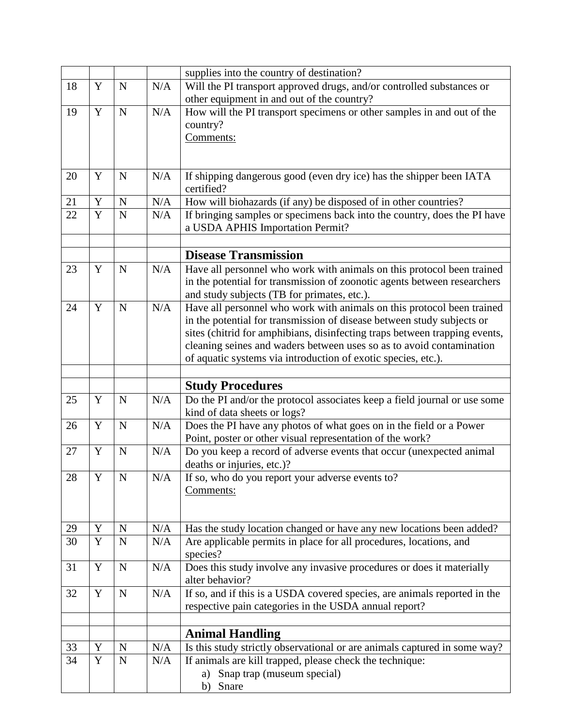| | | | | |
|---|---|---|---|---|
| | | | | supplies into the country of destination? |
| 18 | Y | N | N/A | Will the PI transport approved drugs, and/or controlled substances or other equipment in and out of the country? |
| 19 | Y | N | N/A | How will the PI transport specimens or other samples in and out of the country?<br>Comments: |
| 20 | Y | N | N/A | If shipping dangerous good (even dry ice) has the shipper been IATA certified? |
| 21 | Y | N | N/A | How will biohazards (if any) be disposed of in other countries? |
| 22 | Y | N | N/A | If bringing samples or specimens back into the country, does the PI have a USDA APHIS Importation Permit? |
| | | | | |
| | | | | **Disease Transmission** |
| 23 | Y | N | N/A | Have all personnel who work with animals on this protocol been trained in the potential for transmission of zoonotic agents between researchers and study subjects (TB for primates, etc.). |
| 24 | Y | N | N/A | Have all personnel who work with animals on this protocol been trained in the potential for transmission of disease between study subjects or sites (chitrid for amphibians, disinfecting traps between trapping events, cleaning seines and waders between uses so as to avoid contamination of aquatic systems via introduction of exotic species, etc.). |
| | | | | |
| | | | | **Study Procedures** |
| 25 | Y | N | N/A | Do the PI and/or the protocol associates keep a field journal or use some kind of data sheets or logs? |
| 26 | Y | N | N/A | Does the PI have any photos of what goes on in the field or a Power Point, poster or other visual representation of the work? |
| 27 | Y | N | N/A | Do you keep a record of adverse events that occur (unexpected animal deaths or injuries, etc.)? |
| 28 | Y | N | N/A | If so, who do you report your adverse events to?<br>Comments: |
| 29 | Y | N | N/A | Has the study location changed or have any new locations been added? |
| 30 | Y | N | N/A | Are applicable permits in place for all procedures, locations, and species? |
| 31 | Y | N | N/A | Does this study involve any invasive procedures or does it materially alter behavior? |
| 32 | Y | N | N/A | If so, and if this is a USDA covered species, are animals reported in the respective pain categories in the USDA annual report? |
| | | | | |
| | | | | **Animal Handling** |
| 33 | Y | N | N/A | Is this study strictly observational or are animals captured in some way? |
| 34 | Y | N | N/A | If animals are kill trapped, please check the technique:<br>a) Snap trap (museum special)<br>b) Snare |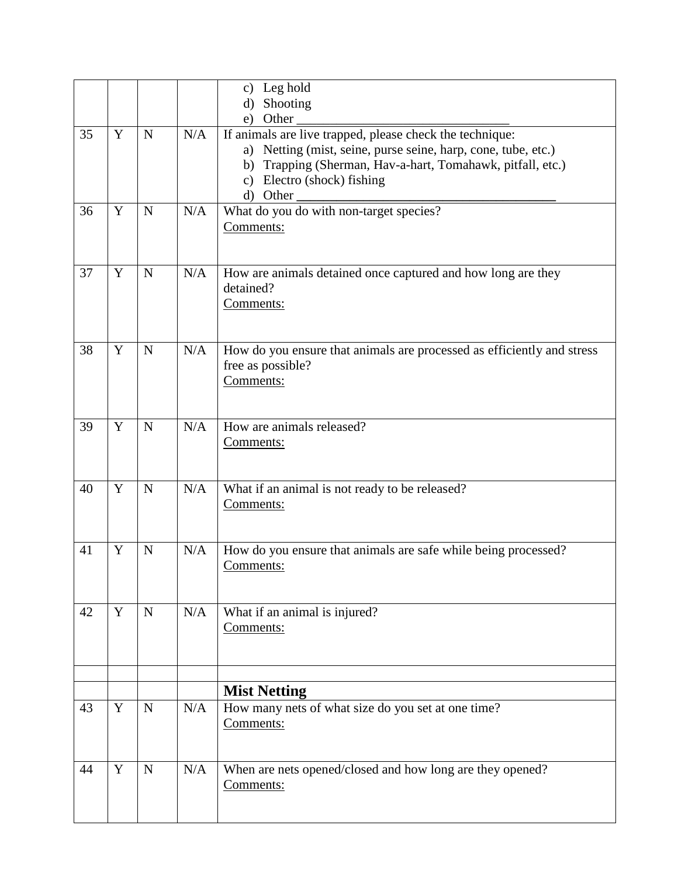| | | | | |
|---|---|---|---|---|
| | | | | c) Leg hold<br>d) Shooting<br>e) Other ______________________________ |
| 35 | Y | N | N/A | If animals are live trapped, please check the technique:<br>a) Netting (mist, seine, purse seine, harp, cone, tube, etc.)<br>b) Trapping (Sherman, Hav-a-hart, Tomahawk, pitfall, etc.)<br>c) Electro (shock) fishing<br>d) Other ____________________________________ |
| 36 | Y | N | N/A | What do you do with non-target species?<br>Comments: |
| 37 | Y | N | N/A | How are animals detained once captured and how long are they detained?<br>Comments: |
| 38 | Y | N | N/A | How do you ensure that animals are processed as efficiently and stress free as possible?<br>Comments: |
| 39 | Y | N | N/A | How are animals released?<br>Comments: |
| 40 | Y | N | N/A | What if an animal is not ready to be released?<br>Comments: |
| 41 | Y | N | N/A | How do you ensure that animals are safe while being processed?<br>Comments: |
| 42 | Y | N | N/A | What if an animal is injured?<br>Comments: |
| | | | | |
| | | | | **Mist Netting** |
| 43 | Y | N | N/A | How many nets of what size do you set at one time?<br>Comments: |
| 44 | Y | N | N/A | When are nets opened/closed and how long are they opened?<br>Comments: |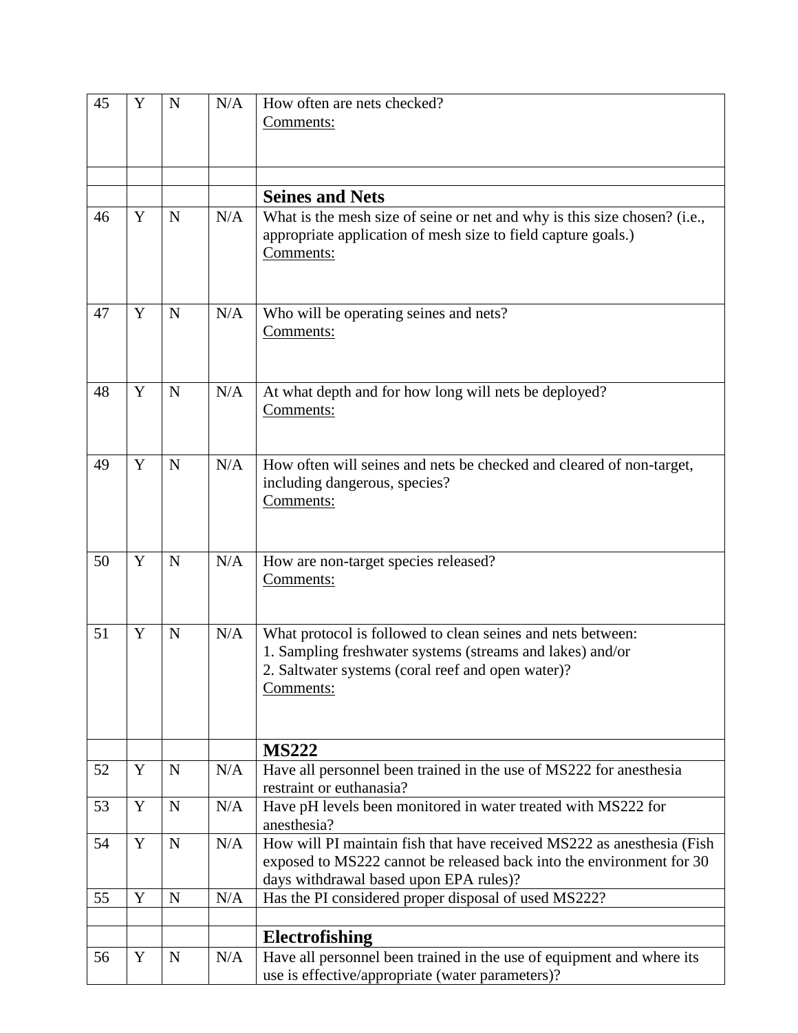| | | | | |
|---|---|---|---|---|
| 45 | Y | N | N/A | How often are nets checked?<br>Comments: |
| | | | | |
| | | | | **Seines and Nets** |
| 46 | Y | N | N/A | What is the mesh size of seine or net and why is this size chosen? (i.e., appropriate application of mesh size to field capture goals.)<br>Comments: |
| 47 | Y | N | N/A | Who will be operating seines and nets?<br>Comments: |
| 48 | Y | N | N/A | At what depth and for how long will nets be deployed?<br>Comments: |
| 49 | Y | N | N/A | How often will seines and nets be checked and cleared of non-target, including dangerous, species?<br>Comments: |
| 50 | Y | N | N/A | How are non-target species released?<br>Comments: |
| 51 | Y | N | N/A | What protocol is followed to clean seines and nets between:<br>1. Sampling freshwater systems (streams and lakes) and/or<br>2. Saltwater systems (coral reef and open water)?<br>Comments: |
| | | | | **MS222** |
| 52 | Y | N | N/A | Have all personnel been trained in the use of MS222 for anesthesia restraint or euthanasia? |
| 53 | Y | N | N/A | Have pH levels been monitored in water treated with MS222 for anesthesia? |
| 54 | Y | N | N/A | How will PI maintain fish that have received MS222 as anesthesia (Fish exposed to MS222 cannot be released back into the environment for 30 days withdrawal based upon EPA rules)? |
| 55 | Y | N | N/A | Has the PI considered proper disposal of used MS222? |
| | | | | |
| | | | | **Electrofishing** |
| 56 | Y | N | N/A | Have all personnel been trained in the use of equipment and where its use is effective/appropriate (water parameters)? |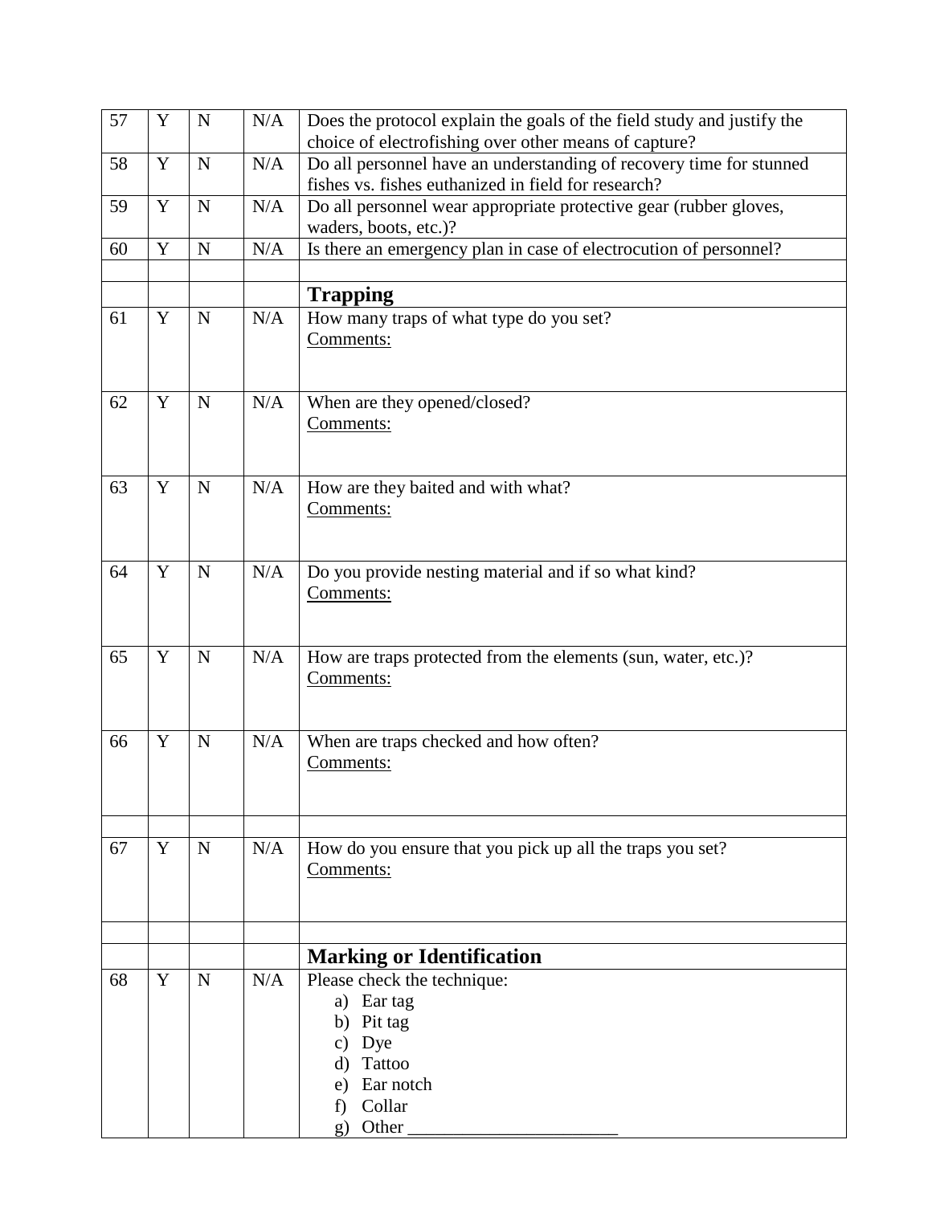| 57 | Y | N | N/A | Does the protocol explain the goals of the field study and justify the choice of electrofishing over other means of capture? |
|---|---|---|---|---|
| 58 | Y | N | N/A | Do all personnel have an understanding of recovery time for stunned fishes vs. fishes euthanized in field for research? |
| 59 | Y | N | N/A | Do all personnel wear appropriate protective gear (rubber gloves, waders, boots, etc.)? |
| 60 | Y | N | N/A | Is there an emergency plan in case of electrocution of personnel? |
| | | | | |
| | | | | **Trapping** |
| 61 | Y | N | N/A | How many traps of what type do you set?<br>Comments: |
| 62 | Y | N | N/A | When are they opened/closed?<br>Comments: |
| 63 | Y | N | N/A | How are they baited and with what?<br>Comments: |
| 64 | Y | N | N/A | Do you provide nesting material and if so what kind?<br>Comments: |
| 65 | Y | N | N/A | How are traps protected from the elements (sun, water, etc.)?<br>Comments: |
| 66 | Y | N | N/A | When are traps checked and how often?<br>Comments: |
| | | | | |
| 67 | Y | N | N/A | How do you ensure that you pick up all the traps you set?<br>Comments: |
| | | | | |
| | | | | **Marking or Identification** |
| 68 | Y | N | N/A | Please check the technique:<br>a) Ear tag<br>b) Pit tag<br>c) Dye<br>d) Tattoo<br>e) Ear notch<br>f) Collar<br>g) Other _______________________ |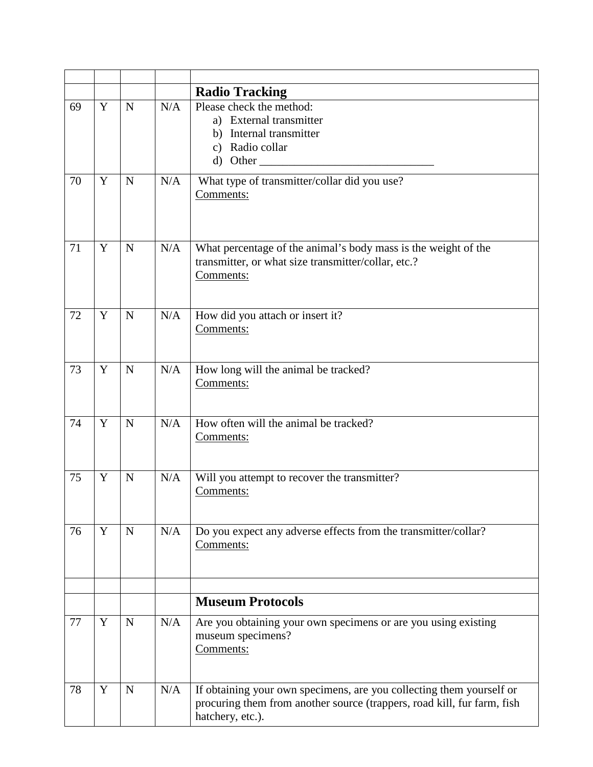|  |  |  |  |  |
|---|---|---|---|---|
|  |  |  |  | **Radio Tracking** |
| 69 | Y | N | N/A | Please check the method:<br>a) External transmitter<br>b) Internal transmitter<br>c) Radio collar<br>d) Other ______________________________ |
| 70 | Y | N | N/A | What type of transmitter/collar did you use?<br>Comments: |
| 71 | Y | N | N/A | What percentage of the animal's body mass is the weight of the transmitter, or what size transmitter/collar, etc.?<br>Comments: |
| 72 | Y | N | N/A | How did you attach or insert it?<br>Comments: |
| 73 | Y | N | N/A | How long will the animal be tracked?<br>Comments: |
| 74 | Y | N | N/A | How often will the animal be tracked?<br>Comments: |
| 75 | Y | N | N/A | Will you attempt to recover the transmitter?<br>Comments: |
| 76 | Y | N | N/A | Do you expect any adverse effects from the transmitter/collar?<br>Comments: |
|  |  |  |  |  |
|  |  |  |  | **Museum Protocols** |
| 77 | Y | N | N/A | Are you obtaining your own specimens or are you using existing museum specimens?<br>Comments: |
| 78 | Y | N | N/A | If obtaining your own specimens, are you collecting them yourself or procuring them from another source (trappers, road kill, fur farm, fish hatchery, etc.). |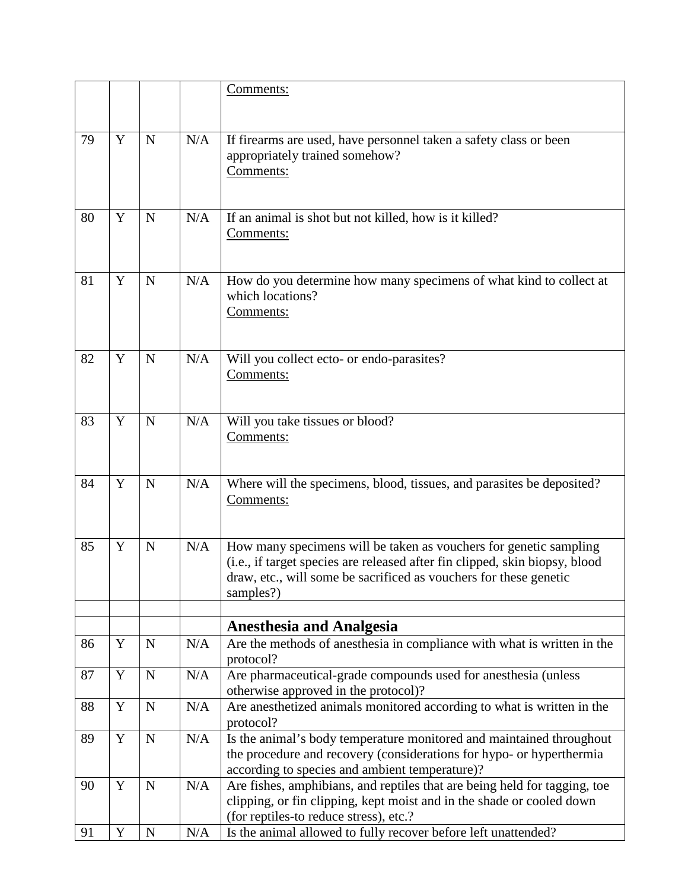| | | | | |
|---|---|---|---|---|
| | | | | Comments: |
| 79 | Y | N | N/A | If firearms are used, have personnel taken a safety class or been appropriately trained somehow?<br>Comments: |
| 80 | Y | N | N/A | If an animal is shot but not killed, how is it killed?<br>Comments: |
| 81 | Y | N | N/A | How do you determine how many specimens of what kind to collect at which locations?<br>Comments: |
| 82 | Y | N | N/A | Will you collect ecto- or endo-parasites?<br>Comments: |
| 83 | Y | N | N/A | Will you take tissues or blood?<br>Comments: |
| 84 | Y | N | N/A | Where will the specimens, blood, tissues, and parasites be deposited?<br>Comments: |
| 85 | Y | N | N/A | How many specimens will be taken as vouchers for genetic sampling (i.e., if target species are released after fin clipped, skin biopsy, blood draw, etc., will some be sacrificed as vouchers for these genetic samples?) |
| | | | | |
| | | | | **Anesthesia and Analgesia** |
| 86 | Y | N | N/A | Are the methods of anesthesia in compliance with what is written in the protocol? |
| 87 | Y | N | N/A | Are pharmaceutical-grade compounds used for anesthesia (unless otherwise approved in the protocol)? |
| 88 | Y | N | N/A | Are anesthetized animals monitored according to what is written in the protocol? |
| 89 | Y | N | N/A | Is the animal's body temperature monitored and maintained throughout the procedure and recovery (considerations for hypo- or hyperthermia according to species and ambient temperature)? |
| 90 | Y | N | N/A | Are fishes, amphibians, and reptiles that are being held for tagging, toe clipping, or fin clipping, kept moist and in the shade or cooled down (for reptiles-to reduce stress), etc.? |
| 91 | Y | N | N/A | Is the animal allowed to fully recover before left unattended? |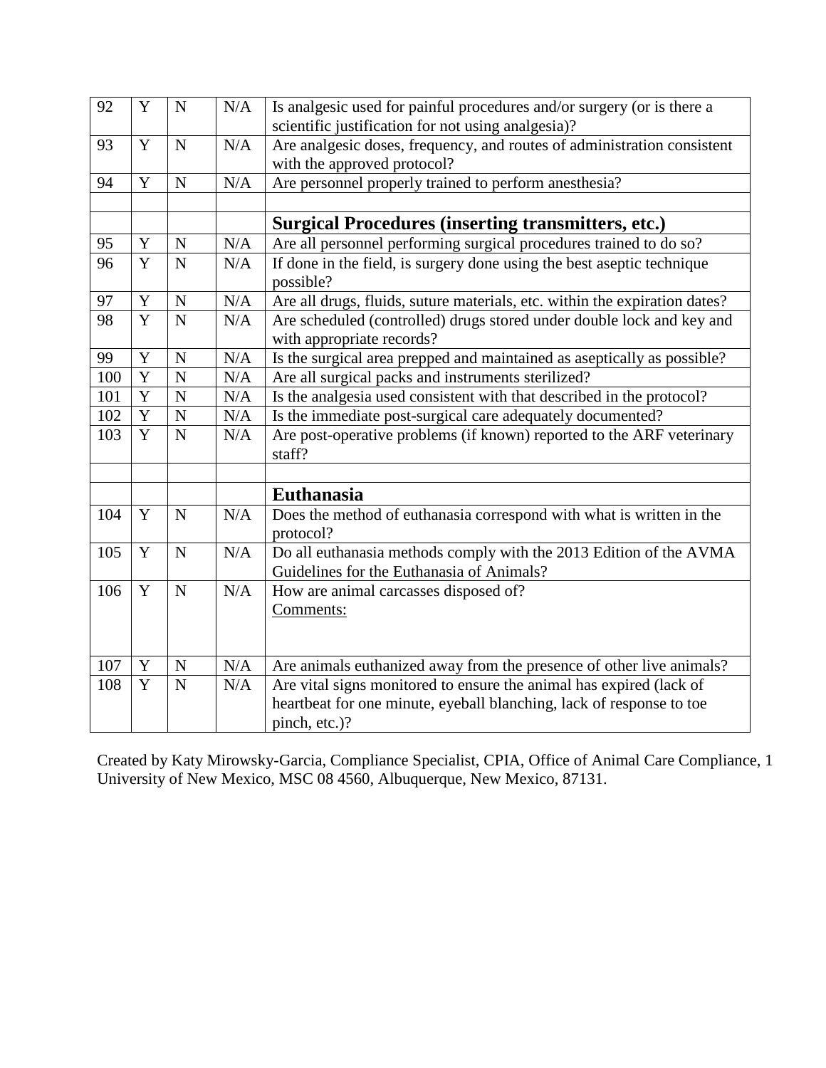| | | | | |
|---|---|---|---|---|
| 92 | Y | N | N/A | Is analgesic used for painful procedures and/or surgery (or is there a scientific justification for not using analgesia)? |
| 93 | Y | N | N/A | Are analgesic doses, frequency, and routes of administration consistent with the approved protocol? |
| 94 | Y | N | N/A | Are personnel properly trained to perform anesthesia? |
| | | | | |
| | | | | **Surgical Procedures (inserting transmitters, etc.)** |
| 95 | Y | N | N/A | Are all personnel performing surgical procedures trained to do so? |
| 96 | Y | N | N/A | If done in the field, is surgery done using the best aseptic technique possible? |
| 97 | Y | N | N/A | Are all drugs, fluids, suture materials, etc. within the expiration dates? |
| 98 | Y | N | N/A | Are scheduled (controlled) drugs stored under double lock and key and with appropriate records? |
| 99 | Y | N | N/A | Is the surgical area prepped and maintained as aseptically as possible? |
| 100 | Y | N | N/A | Are all surgical packs and instruments sterilized? |
| 101 | Y | N | N/A | Is the analgesia used consistent with that described in the protocol? |
| 102 | Y | N | N/A | Is the immediate post-surgical care adequately documented? |
| 103 | Y | N | N/A | Are post-operative problems (if known) reported to the ARF veterinary staff? |
| | | | | |
| | | | | **Euthanasia** |
| 104 | Y | N | N/A | Does the method of euthanasia correspond with what is written in the protocol? |
| 105 | Y | N | N/A | Do all euthanasia methods comply with the 2013 Edition of the AVMA Guidelines for the Euthanasia of Animals? |
| 106 | Y | N | N/A | How are animal carcasses disposed of? <br> Comments: |
| 107 | Y | N | N/A | Are animals euthanized away from the presence of other live animals? |
| 108 | Y | N | N/A | Are vital signs monitored to ensure the animal has expired (lack of heartbeat for one minute, eyeball blanching, lack of response to toe pinch, etc.)? |

Created by Katy Mirowsky-Garcia, Compliance Specialist, CPIA, Office of Animal Care Compliance, 1 University of New Mexico, MSC 08 4560, Albuquerque, New Mexico, 87131.